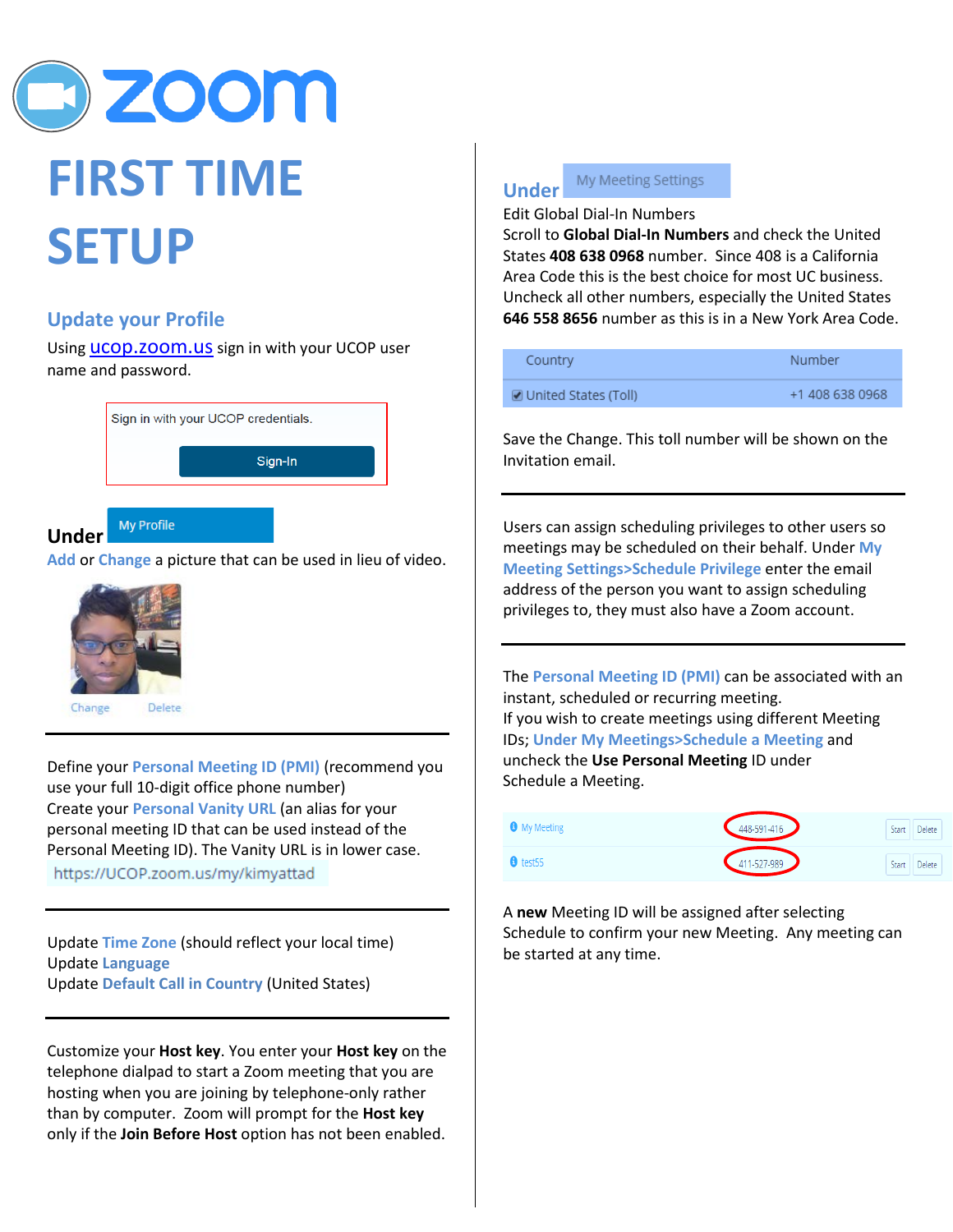# FIRST TIME SETUP

## Update your Profile

Using ucop.zoom.us sign in with your UCOP user name and password.

Sign in with your UCOP credentials.

Sign-In

**Under** My Profile

Add or Change a picture that can be used in lieu of video.

Change Delete

---

Define your Personal Meeting ID (PMI) (recommend you use your full 10-digit office phone number)
Create your Personal Vanity URL (an alias for your personal meeting ID that can be used instead of the Personal Meeting ID). The Vanity URL is in lower case.

https://UCOP.zoom.us/my/kimyattad

---

Update Time Zone (should reflect your local time)
Update Language
Update Default Call in Country (United States)

---

Customize your **Host key**. You enter your **Host key** on the telephone dialpad to start a Zoom meeting that you are hosting when you are joining by telephone-only rather than by computer. Zoom will prompt for the **Host key** only if the **Join Before Host** option has not been enabled.

**Under** My Meeting Settings

Edit Global Dial-In Numbers
Scroll to **Global Dial-In Numbers** and check the United States **408 638 0968** number. Since 408 is a California Area Code this is the best choice for most UC business. Uncheck all other numbers, especially the United States **646 558 8656** number as this is in a New York Area Code.

| Country | Number |
|---|---|
| ☑ United States (Toll) | +1 408 638 0968 |

Save the Change. This toll number will be shown on the Invitation email.

---

Users can assign scheduling privileges to other users so meetings may be scheduled on their behalf. Under My Meeting Settings>Schedule Privilege enter the email address of the person you want to assign scheduling privileges to, they must also have a Zoom account.

---

The Personal Meeting ID (PMI) can be associated with an instant, scheduled or recurring meeting.
If you wish to create meetings using different Meeting IDs; Under My Meetings>Schedule a Meeting and uncheck the **Use Personal Meeting** ID under Schedule a Meeting.

| | | | |
|---|---|---|---|
| My Meeting | 448-591-416 | Start | Delete |
| test55 | 411-527-989 | Start | Delete |

A **new** Meeting ID will be assigned after selecting Schedule to confirm your new Meeting. Any meeting can be started at any time.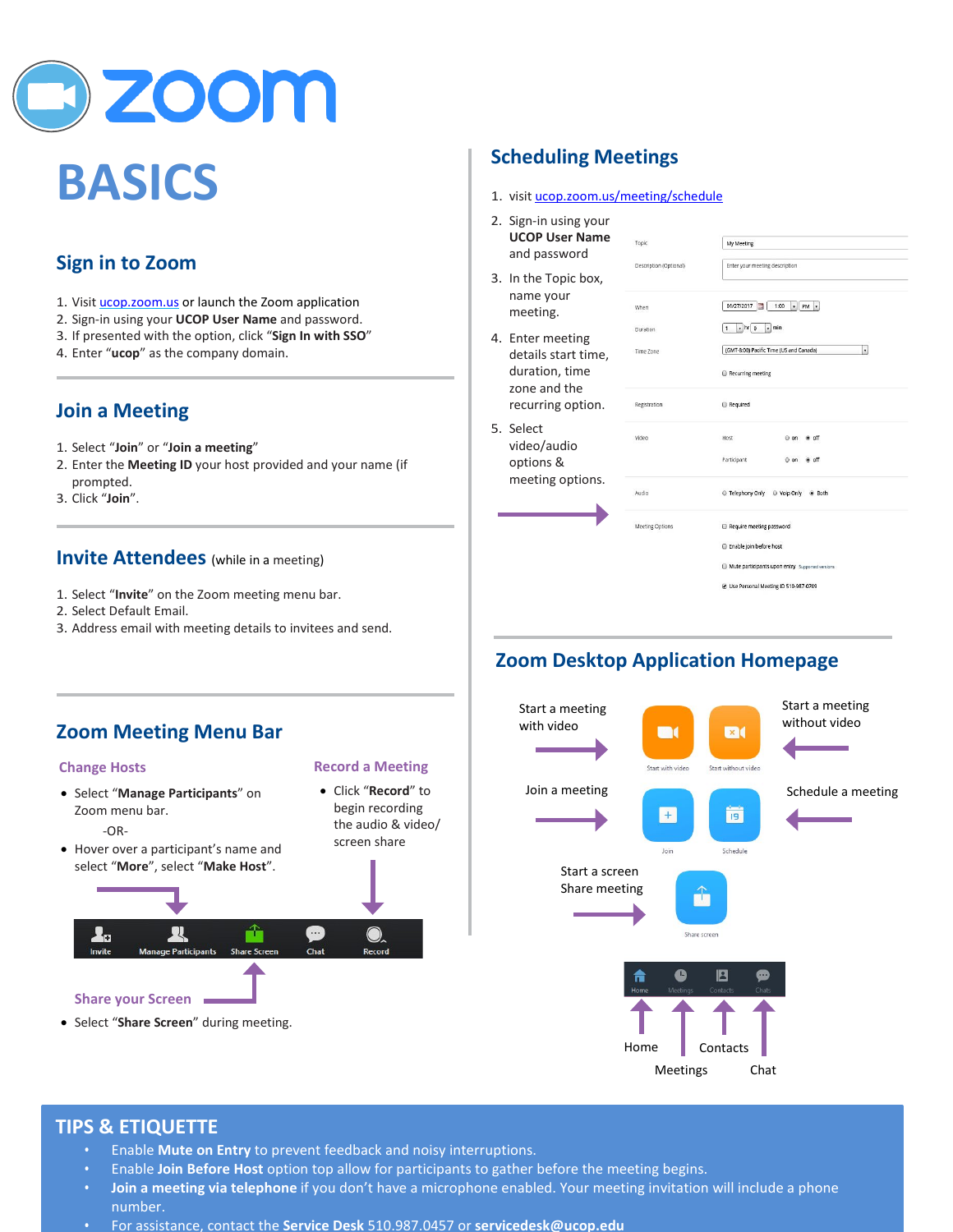# zoom

# BASICS

## Sign in to Zoom

1. Visit ucop.zoom.us or launch the Zoom application
2. Sign-in using your **UCOP User Name** and password.
3. If presented with the option, click "**Sign In with SSO**"
4. Enter "**ucop**" as the company domain.

## Join a Meeting

1. Select "**Join**" or "**Join a meeting**"
2. Enter the **Meeting ID** your host provided and your name (if prompted.
3. Click "**Join**".

## Invite Attendees (while in a meeting)

1. Select "**Invite**" on the Zoom meeting menu bar.
2. Select Default Email.
3. Address email with meeting details to invitees and send.

## Zoom Meeting Menu Bar

### Change Hosts

- Select "**Manage Participants**" on Zoom menu bar.

  -OR-

- Hover over a participant's name and select "**More**", select "**Make Host**".

### Record a Meeting

- Click "**Record**" to begin recording the audio & video/ screen share

Invite  Manage Participants  Share Screen  Chat  Record

### Share your Screen

- Select "**Share Screen**" during meeting.

## Scheduling Meetings

1. visit ucop.zoom.us/meeting/schedule
2. Sign-in using your **UCOP User Name** and password
3. In the Topic box, name your meeting.
4. Enter meeting details start time, duration, time zone and the recurring option.
5. Select video/audio options & meeting options.

Topic: My Meeting
Description (Optional): Enter your meeting description
When: 01/27/2017 1:00 PM
Duration: 1 hr 0 min
Time Zone: (GMT-8:00) Pacific Time (US and Canada)
Recurring meeting
Registration: Required
Video: Host on off; Participant on off
Audio: Telephony Only; VoIP Only; Both
Meeting Options: Require meeting password; Enable join before host; Mute participants upon entry; Use Personal Meeting ID

## Zoom Desktop Application Homepage

Start a meeting with video — Start with video

Start a meeting without video — Start without video

Join a meeting — Join

Schedule a meeting — Schedule

Start a screen Share meeting — Share screen

Home  Meetings  Contacts  Chat

## TIPS & ETIQUETTE

- Enable **Mute on Entry** to prevent feedback and noisy interruptions.
- Enable **Join Before Host** option top allow for participants to gather before the meeting begins.
- **Join a meeting via telephone** if you don't have a microphone enabled. Your meeting invitation will include a phone number.
- For assistance, contact the **Service Desk** 510.987.0457 or **servicedesk@ucop.edu**